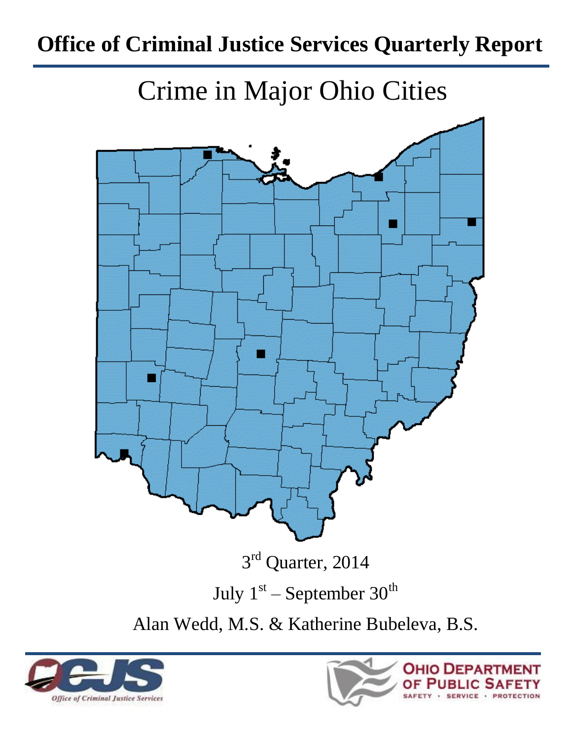# Office of Criminal Justice Services Quarterly Report

## Crime in Major Ohio Cities

3rd Quarter, 2014

July 1st – September 30th

Alan Wedd, M.S. & Katherine Bubeleva, B.S.

OCJS Office of Criminal Justice Services

OHIO DEPARTMENT OF PUBLIC SAFETY

SAFETY · SERVICE · PROTECTION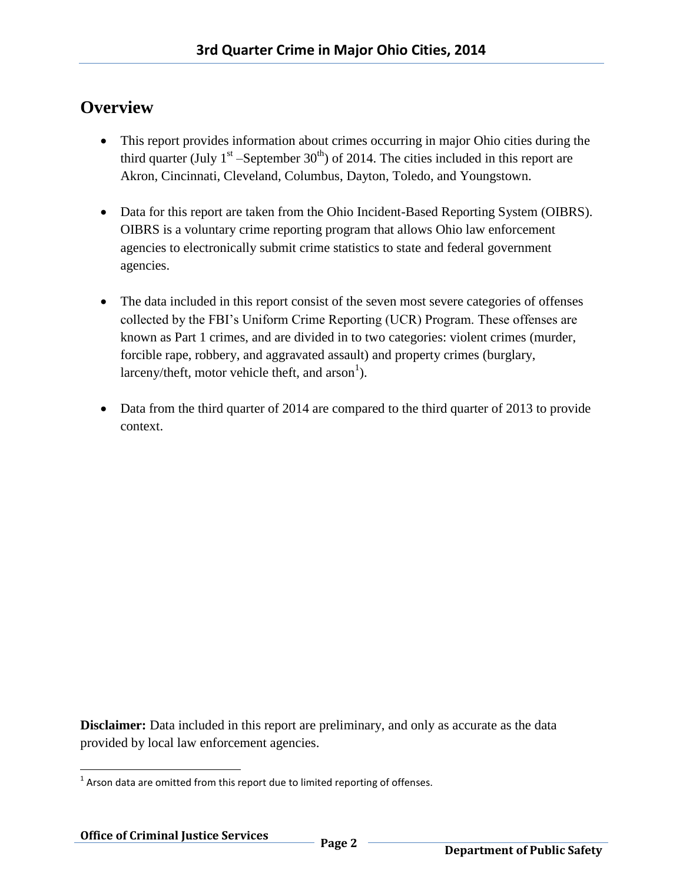## Overview

- This report provides information about crimes occurring in major Ohio cities during the third quarter (July 1st –September 30th) of 2014. The cities included in this report are Akron, Cincinnati, Cleveland, Columbus, Dayton, Toledo, and Youngstown.

- Data for this report are taken from the Ohio Incident-Based Reporting System (OIBRS). OIBRS is a voluntary crime reporting program that allows Ohio law enforcement agencies to electronically submit crime statistics to state and federal government agencies.

- The data included in this report consist of the seven most severe categories of offenses collected by the FBI's Uniform Crime Reporting (UCR) Program. These offenses are known as Part 1 crimes, and are divided in to two categories: violent crimes (murder, forcible rape, robbery, and aggravated assault) and property crimes (burglary, larceny/theft, motor vehicle theft, and arson[1]).

- Data from the third quarter of 2014 are compared to the third quarter of 2013 to provide context.

**Disclaimer:** Data included in this report are preliminary, and only as accurate as the data provided by local law enforcement agencies.

[1] Arson data are omitted from this report due to limited reporting of offenses.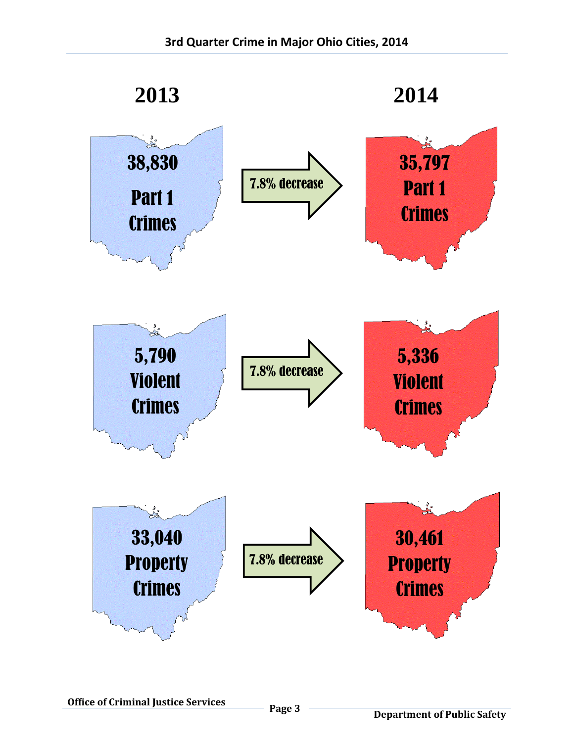## 3rd Quarter Crime in Major Ohio Cities, 2014

| 2013 | | 2014 |
|---|---|---|
| 38,830 Part 1 Crimes | 7.8% decrease | 35,797 Part 1 Crimes |
| 5,790 Violent Crimes | 7.8% decrease | 5,336 Violent Crimes |
| 33,040 Property Crimes | 7.8% decrease | 30,461 Property Crimes |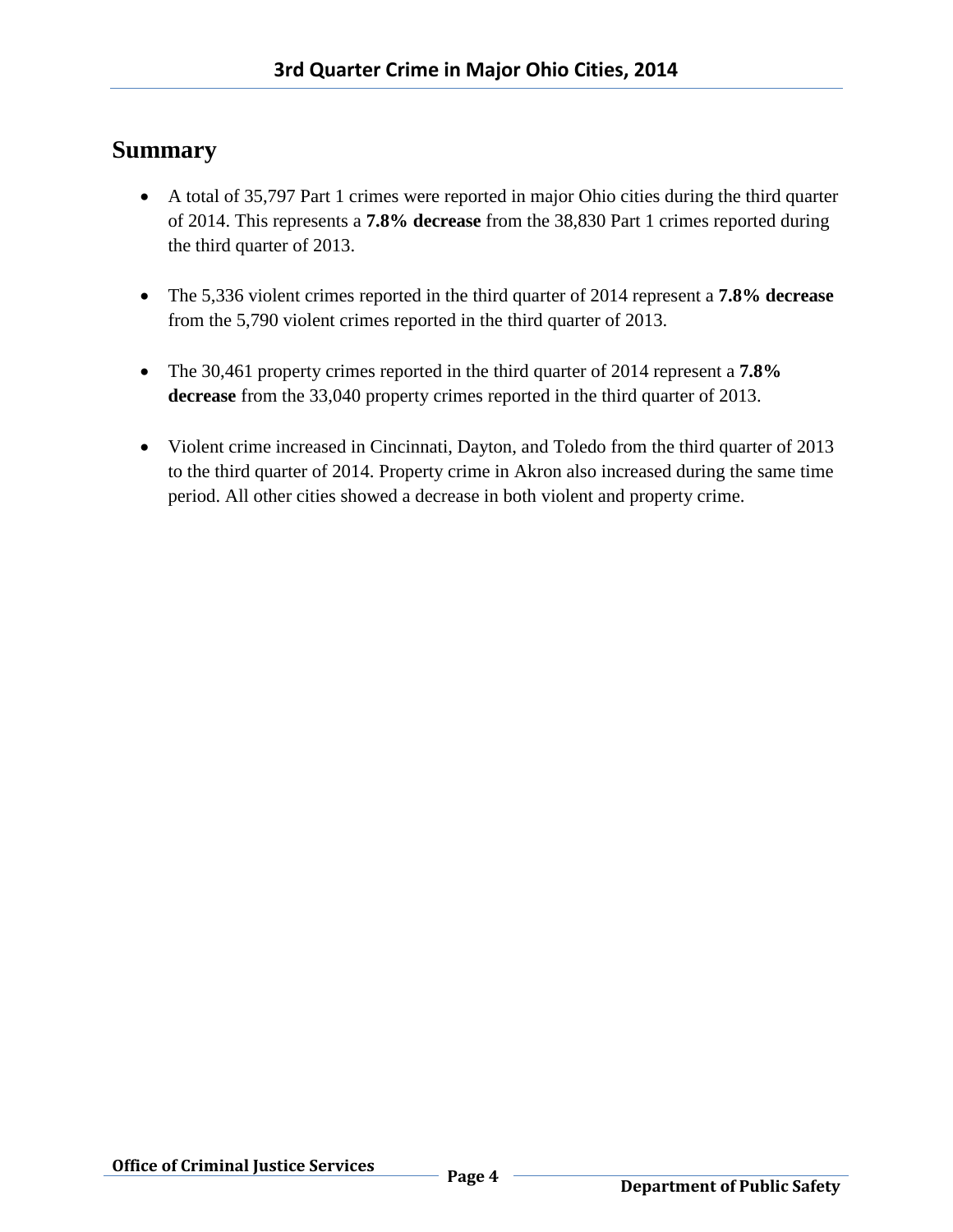## Summary

- A total of 35,797 Part 1 crimes were reported in major Ohio cities during the third quarter of 2014. This represents a **7.8% decrease** from the 38,830 Part 1 crimes reported during the third quarter of 2013.

- The 5,336 violent crimes reported in the third quarter of 2014 represent a **7.8% decrease** from the 5,790 violent crimes reported in the third quarter of 2013.

- The 30,461 property crimes reported in the third quarter of 2014 represent a **7.8% decrease** from the 33,040 property crimes reported in the third quarter of 2013.

- Violent crime increased in Cincinnati, Dayton, and Toledo from the third quarter of 2013 to the third quarter of 2014. Property crime in Akron also increased during the same time period. All other cities showed a decrease in both violent and property crime.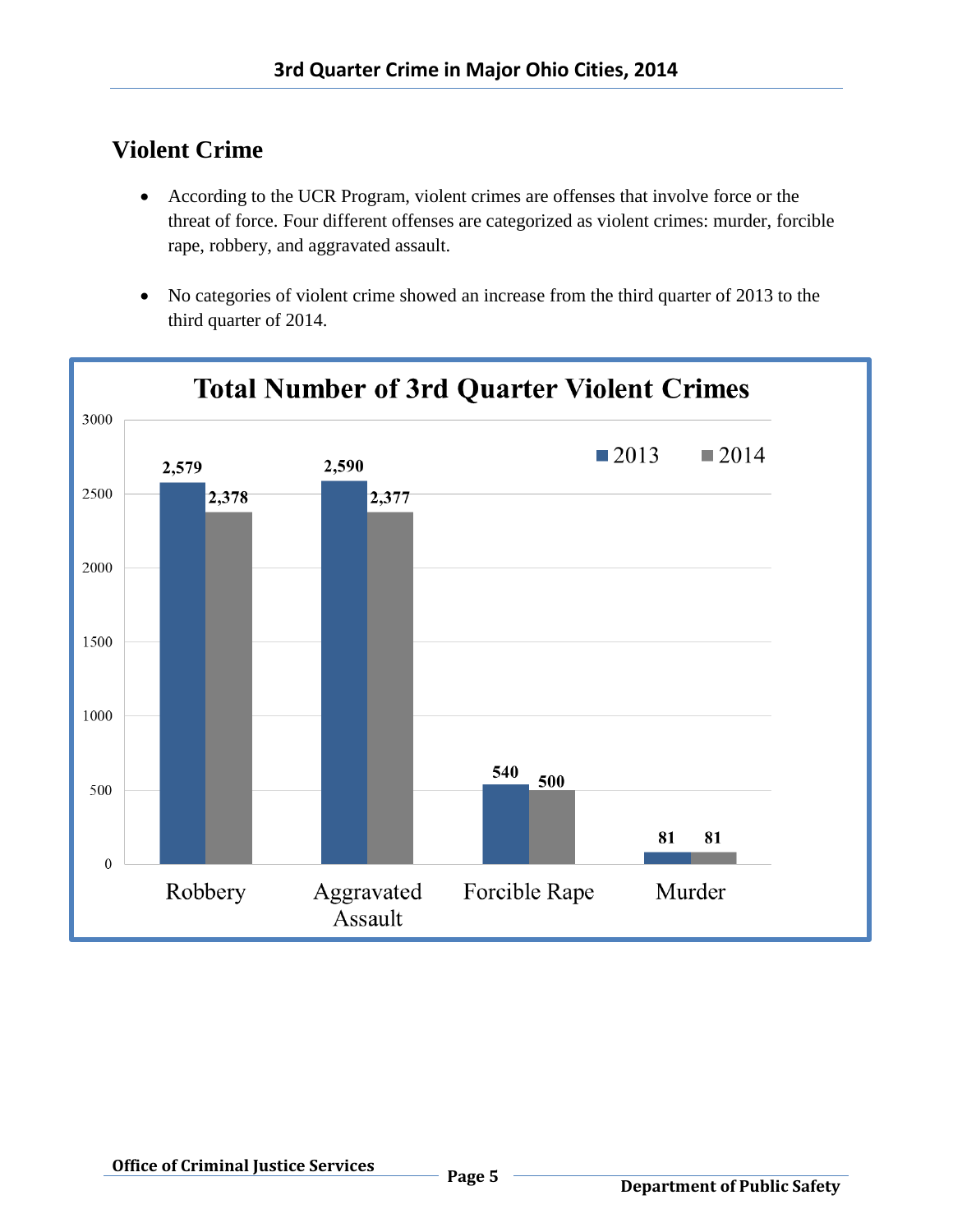## Violent Crime

- According to the UCR Program, violent crimes are offenses that involve force or the threat of force. Four different offenses are categorized as violent crimes: murder, forcible rape, robbery, and aggravated assault.
- No categories of violent crime showed an increase from the third quarter of 2013 to the third quarter of 2014.

**Total Number of 3rd Quarter Violent Crimes**

| | 2013 | 2014 |
|---|---|---|
| Robbery | 2,579 | 2,378 |
| Aggravated Assault | 2,590 | 2,377 |
| Forcible Rape | 540 | 500 |
| Murder | 81 | 81 |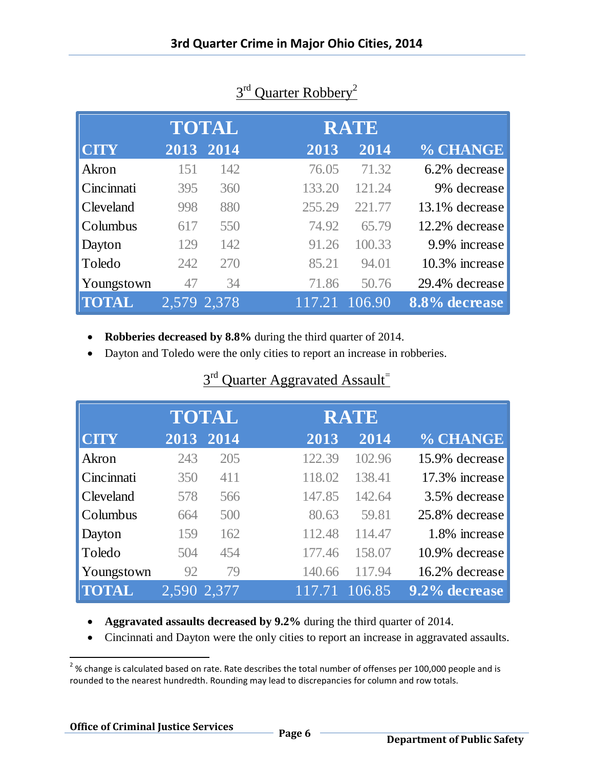## 3rd Quarter Robbery[2]

| | TOTAL | | RATE | | |
|---|---|---|---|---|---|
| CITY | 2013 | 2014 | 2013 | 2014 | % CHANGE |
| Akron | 151 | 142 | 76.05 | 71.32 | 6.2% decrease |
| Cincinnati | 395 | 360 | 133.20 | 121.24 | 9% decrease |
| Cleveland | 998 | 880 | 255.29 | 221.77 | 13.1% decrease |
| Columbus | 617 | 550 | 74.92 | 65.79 | 12.2% decrease |
| Dayton | 129 | 142 | 91.26 | 100.33 | 9.9% increase |
| Toledo | 242 | 270 | 85.21 | 94.01 | 10.3% increase |
| Youngstown | 47 | 34 | 71.86 | 50.76 | 29.4% decrease |
| **TOTAL** | **2,579** | **2,378** | **117.21** | **106.90** | **8.8% decrease** |

- **Robberies decreased by 8.8%** during the third quarter of 2014.
- Dayton and Toledo were the only cities to report an increase in robberies.

## 3rd Quarter Aggravated Assault[=]

| | TOTAL | | RATE | | |
|---|---|---|---|---|---|
| CITY | 2013 | 2014 | 2013 | 2014 | % CHANGE |
| Akron | 243 | 205 | 122.39 | 102.96 | 15.9% decrease |
| Cincinnati | 350 | 411 | 118.02 | 138.41 | 17.3% increase |
| Cleveland | 578 | 566 | 147.85 | 142.64 | 3.5% decrease |
| Columbus | 664 | 500 | 80.63 | 59.81 | 25.8% decrease |
| Dayton | 159 | 162 | 112.48 | 114.47 | 1.8% increase |
| Toledo | 504 | 454 | 177.46 | 158.07 | 10.9% decrease |
| Youngstown | 92 | 79 | 140.66 | 117.94 | 16.2% decrease |
| **TOTAL** | **2,590** | **2,377** | **117.71** | **106.85** | **9.2% decrease** |

- **Aggravated assaults decreased by 9.2%** during the third quarter of 2014.
- Cincinnati and Dayton were the only cities to report an increase in aggravated assaults.

---

[2] % change is calculated based on rate. Rate describes the total number of offenses per 100,000 people and is rounded to the nearest hundredth. Rounding may lead to discrepancies for column and row totals.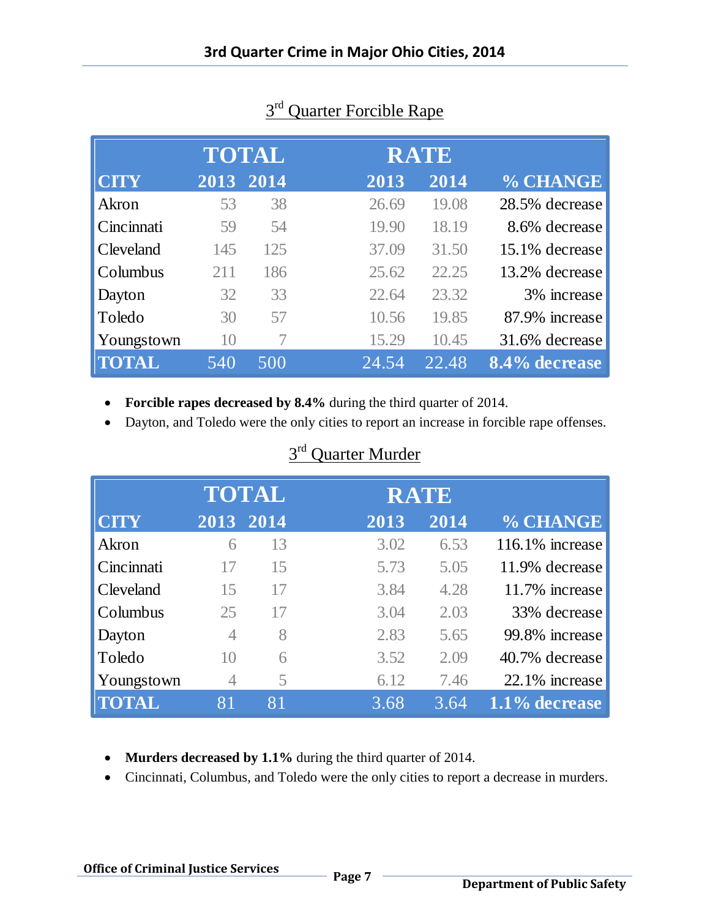# 3rd Quarter Crime in Major Ohio Cities, 2014

## 3rd Quarter Forcible Rape

| | TOTAL | | RATE | | |
|---|---|---|---|---|---|
| CITY | 2013 | 2014 | 2013 | 2014 | % CHANGE |
| Akron | 53 | 38 | 26.69 | 19.08 | 28.5% decrease |
| Cincinnati | 59 | 54 | 19.90 | 18.19 | 8.6% decrease |
| Cleveland | 145 | 125 | 37.09 | 31.50 | 15.1% decrease |
| Columbus | 211 | 186 | 25.62 | 22.25 | 13.2% decrease |
| Dayton | 32 | 33 | 22.64 | 23.32 | 3% increase |
| Toledo | 30 | 57 | 10.56 | 19.85 | 87.9% increase |
| Youngstown | 10 | 7 | 15.29 | 10.45 | 31.6% decrease |
| **TOTAL** | 540 | 500 | 24.54 | 22.48 | **8.4% decrease** |

- **Forcible rapes decreased by 8.4%** during the third quarter of 2014.
- Dayton, and Toledo were the only cities to report an increase in forcible rape offenses.

## 3rd Quarter Murder

| | TOTAL | | RATE | | |
|---|---|---|---|---|---|
| CITY | 2013 | 2014 | 2013 | 2014 | % CHANGE |
| Akron | 6 | 13 | 3.02 | 6.53 | 116.1% increase |
| Cincinnati | 17 | 15 | 5.73 | 5.05 | 11.9% decrease |
| Cleveland | 15 | 17 | 3.84 | 4.28 | 11.7% increase |
| Columbus | 25 | 17 | 3.04 | 2.03 | 33% decrease |
| Dayton | 4 | 8 | 2.83 | 5.65 | 99.8% increase |
| Toledo | 10 | 6 | 3.52 | 2.09 | 40.7% decrease |
| Youngstown | 4 | 5 | 6.12 | 7.46 | 22.1% increase |
| **TOTAL** | 81 | 81 | 3.68 | 3.64 | **1.1% decrease** |

- **Murders decreased by 1.1%** during the third quarter of 2014.
- Cincinnati, Columbus, and Toledo were the only cities to report a decrease in murders.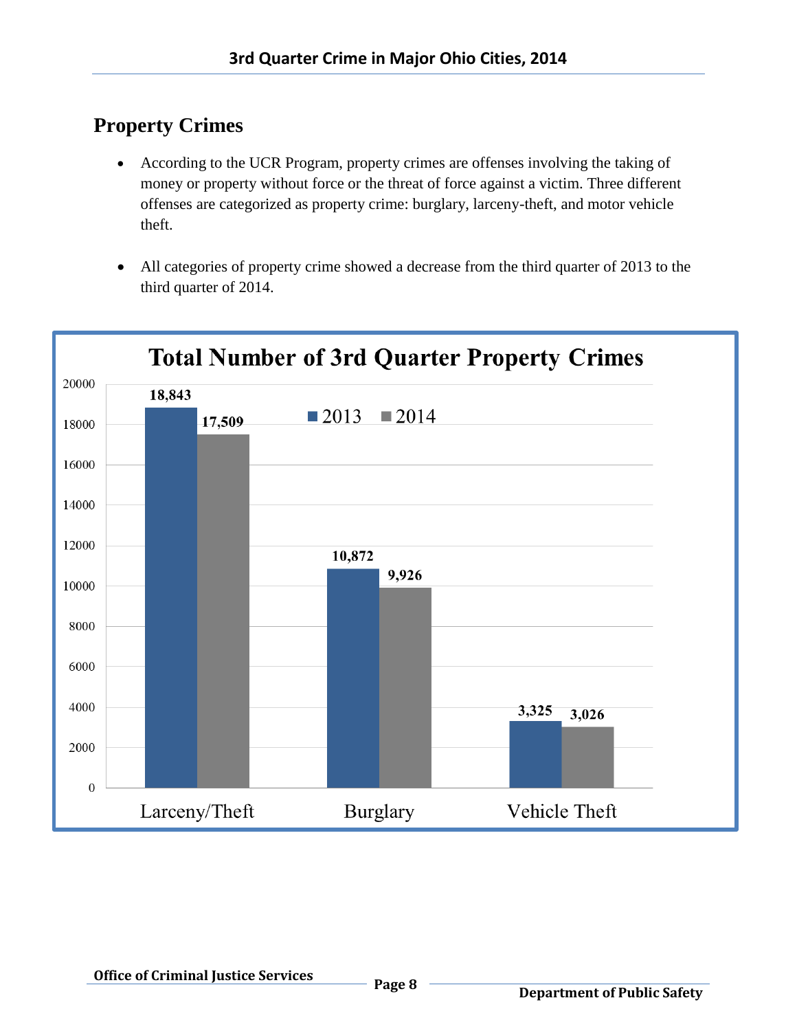## Property Crimes

- According to the UCR Program, property crimes are offenses involving the taking of money or property without force or the threat of force against a victim. Three different offenses are categorized as property crime: burglary, larceny-theft, and motor vehicle theft.

- All categories of property crime showed a decrease from the third quarter of 2013 to the third quarter of 2014.

**Total Number of 3rd Quarter Property Crimes**

| | 2013 | 2014 |
|---|---|---|
| Larceny/Theft | 18,843 | 17,509 |
| Burglary | 10,872 | 9,926 |
| Vehicle Theft | 3,325 | 3,026 |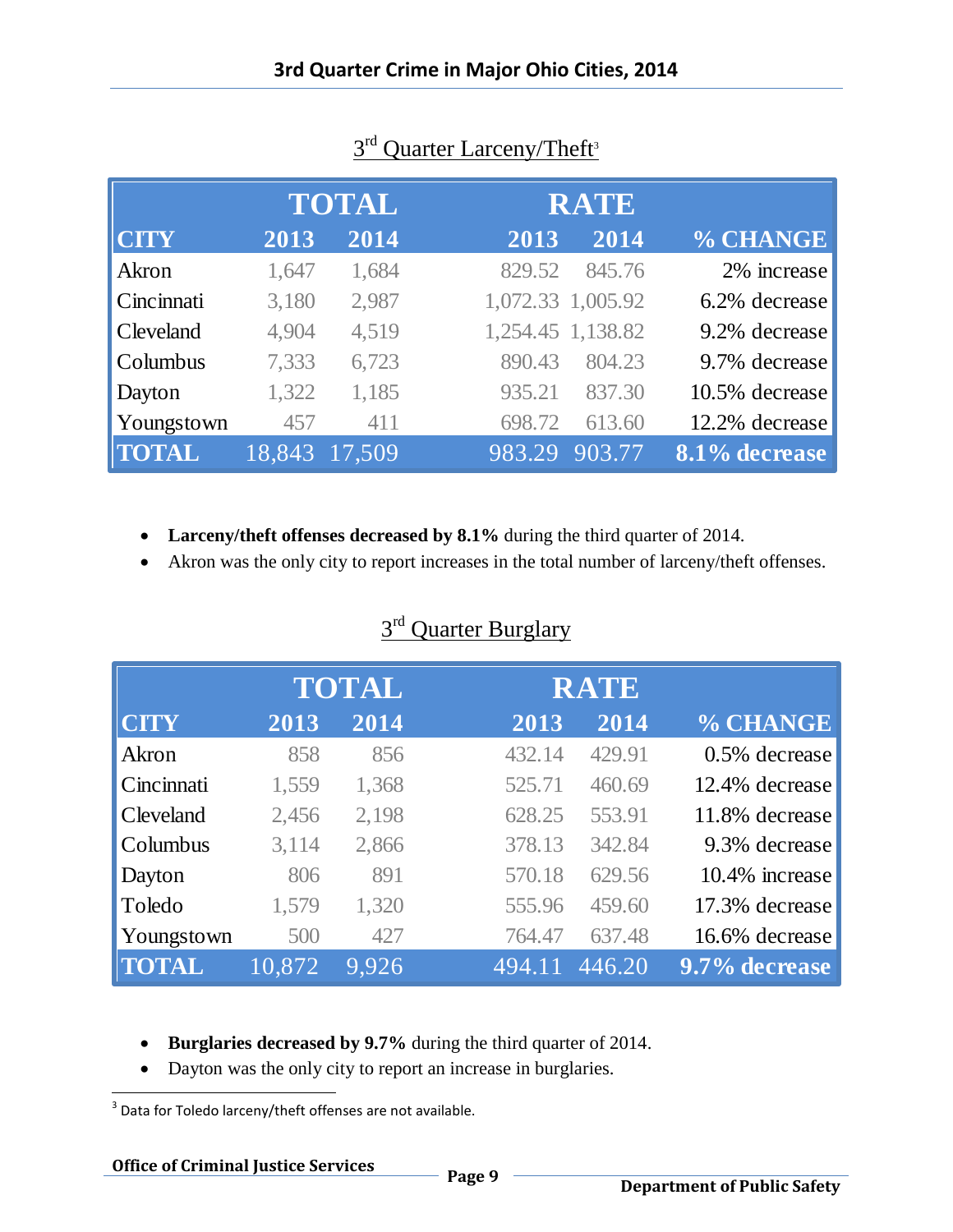## 3rd Quarter Larceny/Theft[3]

| CITY | TOTAL 2013 | TOTAL 2014 | RATE 2013 | RATE 2014 | % CHANGE |
|---|---|---|---|---|---|
| Akron | 1,647 | 1,684 | 829.52 | 845.76 | 2% increase |
| Cincinnati | 3,180 | 2,987 | 1,072.33 | 1,005.92 | 6.2% decrease |
| Cleveland | 4,904 | 4,519 | 1,254.45 | 1,138.82 | 9.2% decrease |
| Columbus | 7,333 | 6,723 | 890.43 | 804.23 | 9.7% decrease |
| Dayton | 1,322 | 1,185 | 935.21 | 837.30 | 10.5% decrease |
| Youngstown | 457 | 411 | 698.72 | 613.60 | 12.2% decrease |
| **TOTAL** | 18,843 | 17,509 | 983.29 | 903.77 | **8.1% decrease** |

- **Larceny/theft offenses decreased by 8.1%** during the third quarter of 2014.
- Akron was the only city to report increases in the total number of larceny/theft offenses.

## 3rd Quarter Burglary

| CITY | TOTAL 2013 | TOTAL 2014 | RATE 2013 | RATE 2014 | % CHANGE |
|---|---|---|---|---|---|
| Akron | 858 | 856 | 432.14 | 429.91 | 0.5% decrease |
| Cincinnati | 1,559 | 1,368 | 525.71 | 460.69 | 12.4% decrease |
| Cleveland | 2,456 | 2,198 | 628.25 | 553.91 | 11.8% decrease |
| Columbus | 3,114 | 2,866 | 378.13 | 342.84 | 9.3% decrease |
| Dayton | 806 | 891 | 570.18 | 629.56 | 10.4% increase |
| Toledo | 1,579 | 1,320 | 555.96 | 459.60 | 17.3% decrease |
| Youngstown | 500 | 427 | 764.47 | 637.48 | 16.6% decrease |
| **TOTAL** | 10,872 | 9,926 | 494.11 | 446.20 | **9.7% decrease** |

- **Burglaries decreased by 9.7%** during the third quarter of 2014.
- Dayton was the only city to report an increase in burglaries.

[3] Data for Toledo larceny/theft offenses are not available.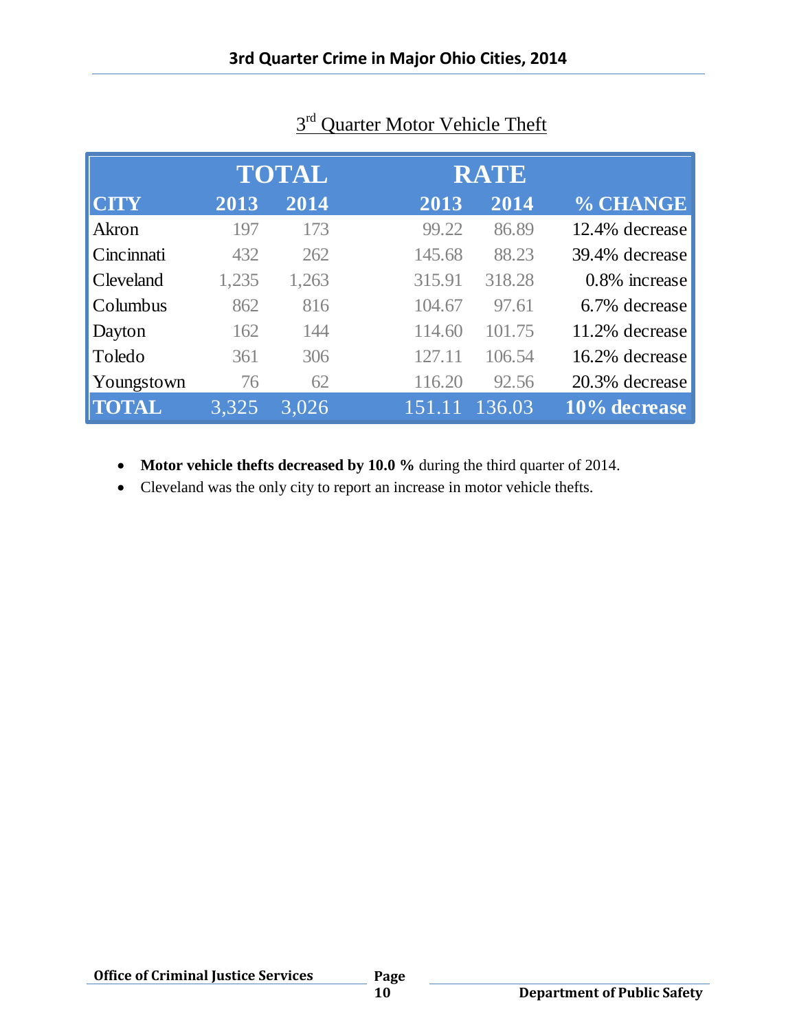## 3rd Quarter Motor Vehicle Theft

| | TOTAL | | RATE | | |
|---|---|---|---|---|---|
| CITY | 2013 | 2014 | 2013 | 2014 | % CHANGE |
| Akron | 197 | 173 | 99.22 | 86.89 | 12.4% decrease |
| Cincinnati | 432 | 262 | 145.68 | 88.23 | 39.4% decrease |
| Cleveland | 1,235 | 1,263 | 315.91 | 318.28 | 0.8% increase |
| Columbus | 862 | 816 | 104.67 | 97.61 | 6.7% decrease |
| Dayton | 162 | 144 | 114.60 | 101.75 | 11.2% decrease |
| Toledo | 361 | 306 | 127.11 | 106.54 | 16.2% decrease |
| Youngstown | 76 | 62 | 116.20 | 92.56 | 20.3% decrease |
| TOTAL | 3,325 | 3,026 | 151.11 | 136.03 | 10% decrease |

- **Motor vehicle thefts decreased by 10.0 %** during the third quarter of 2014.
- Cleveland was the only city to report an increase in motor vehicle thefts.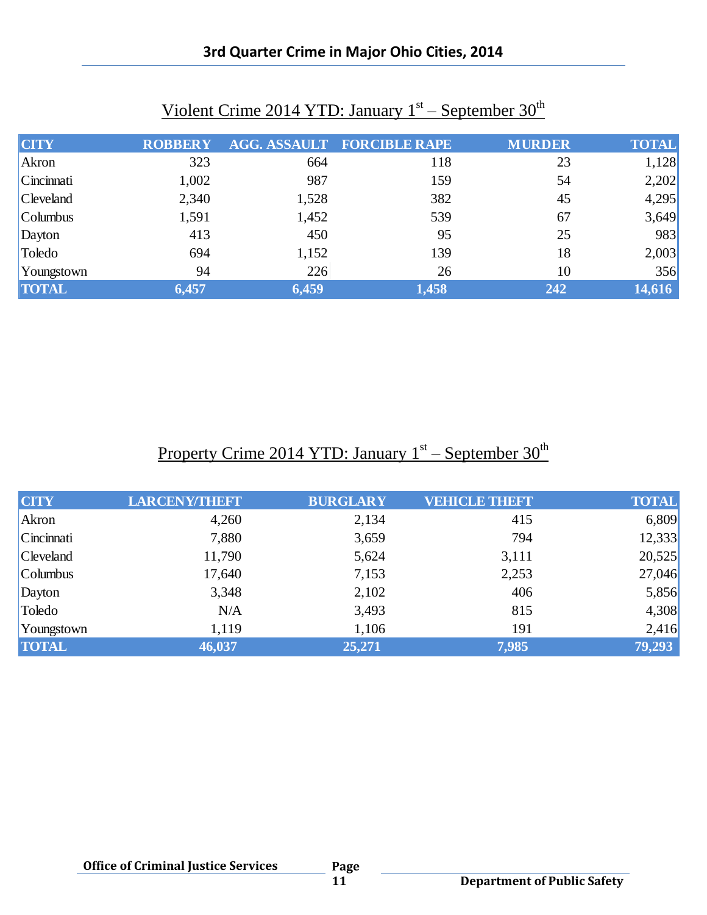# 3rd Quarter Crime in Major Ohio Cities, 2014

## Violent Crime 2014 YTD: January 1st – September 30th

| CITY | ROBBERY | AGG. ASSAULT | FORCIBLE RAPE | MURDER | TOTAL |
|---|---|---|---|---|---|
| Akron | 323 | 664 | 118 | 23 | 1,128 |
| Cincinnati | 1,002 | 987 | 159 | 54 | 2,202 |
| Cleveland | 2,340 | 1,528 | 382 | 45 | 4,295 |
| Columbus | 1,591 | 1,452 | 539 | 67 | 3,649 |
| Dayton | 413 | 450 | 95 | 25 | 983 |
| Toledo | 694 | 1,152 | 139 | 18 | 2,003 |
| Youngstown | 94 | 226 | 26 | 10 | 356 |
| **TOTAL** | **6,457** | **6,459** | **1,458** | **242** | **14,616** |

## Property Crime 2014 YTD: January 1st – September 30th

| CITY | LARCENY/THEFT | BURGLARY | VEHICLE THEFT | TOTAL |
|---|---|---|---|---|
| Akron | 4,260 | 2,134 | 415 | 6,809 |
| Cincinnati | 7,880 | 3,659 | 794 | 12,333 |
| Cleveland | 11,790 | 5,624 | 3,111 | 20,525 |
| Columbus | 17,640 | 7,153 | 2,253 | 27,046 |
| Dayton | 3,348 | 2,102 | 406 | 5,856 |
| Toledo | N/A | 3,493 | 815 | 4,308 |
| Youngstown | 1,119 | 1,106 | 191 | 2,416 |
| **TOTAL** | **46,037** | **25,271** | **7,985** | **79,293** |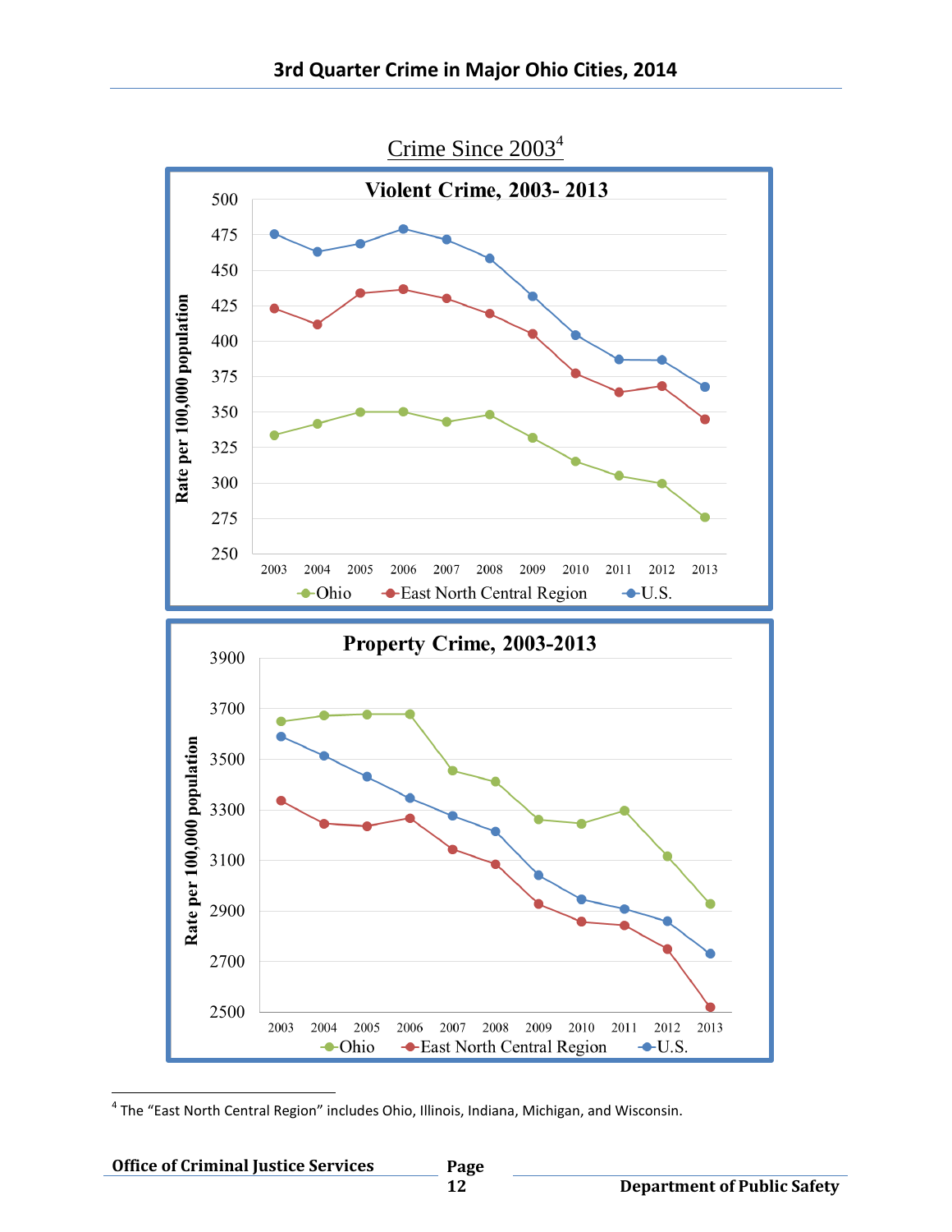## Crime Since 2003[4]

Violent Crime, 2003- 2013

Rate per 100,000 population

500
475
450
425
400
375
350
325
300
275
250

2003 2004 2005 2006 2007 2008 2009 2010 2011 2012 2013

Ohio East North Central Region U.S.

Property Crime, 2003-2013

Rate per 100,000 population

3900
3700
3500
3300
3100
2900
2700
2500

2003 2004 2005 2006 2007 2008 2009 2010 2011 2012 2013

Ohio East North Central Region U.S.

---

[4] The "East North Central Region" includes Ohio, Illinois, Indiana, Michigan, and Wisconsin.